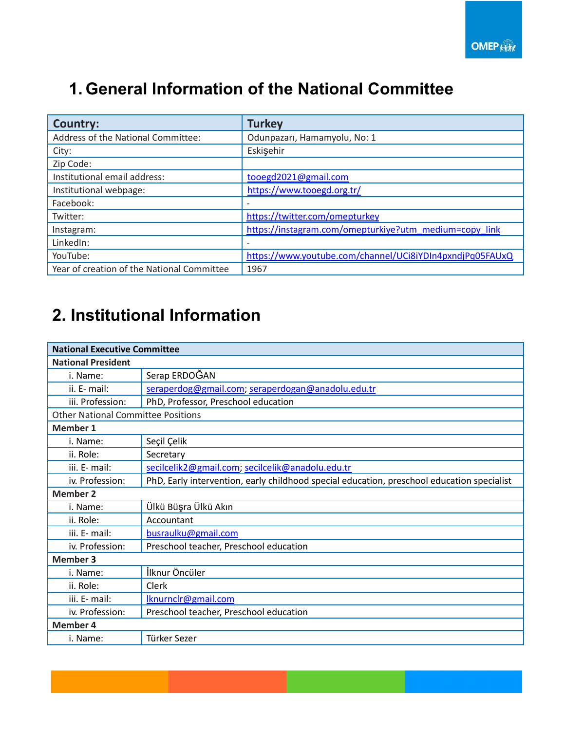# 1. General Information of the National Committee

| Country: | Turkey |
|---|---|
| Address of the National Committee: | Odunpazarı, Hamamyolu, No: 1 |
| City: | Eskişehir |
| Zip Code: | |
| Institutional email address: | tooegd2021@gmail.com |
| Institutional webpage: | https://www.tooegd.org.tr/ |
| Facebook: | - |
| Twitter: | https://twitter.com/omepturkey |
| Instagram: | https://instagram.com/omepturkiye?utm_medium=copy_link |
| LinkedIn: | - |
| YouTube: | https://www.youtube.com/channel/UCi8iYDIn4pxndjPq05FAUxQ |
| Year of creation of the National Committee | 1967 |

# 2. Institutional Information

| **National Executive Committee** | |
|---|---|
| **National President** | |
| i. Name: | Serap ERDOĞAN |
| ii. E- mail: | seraperdog@gmail.com; seraperdogan@anadolu.edu.tr |
| iii. Profession: | PhD, Professor, Preschool education |
| Other National Committee Positions | |
| **Member 1** | |
| i. Name: | Seçil Çelik |
| ii. Role: | Secretary |
| iii. E- mail: | secilcelik2@gmail.com; secilcelik@anadolu.edu.tr |
| iv. Profession: | PhD, Early intervention, early childhood special education, preschool education specialist |
| **Member 2** | |
| i. Name: | Ülkü Büşra Ülkü Akın |
| ii. Role: | Accountant |
| iii. E- mail: | busraulku@gmail.com |
| iv. Profession: | Preschool teacher, Preschool education |
| **Member 3** | |
| i. Name: | İlknur Öncüler |
| ii. Role: | Clerk |
| iii. E- mail: | lknurnclr@gmail.com |
| iv. Profession: | Preschool teacher, Preschool education |
| **Member 4** | |
| i. Name: | Türker Sezer |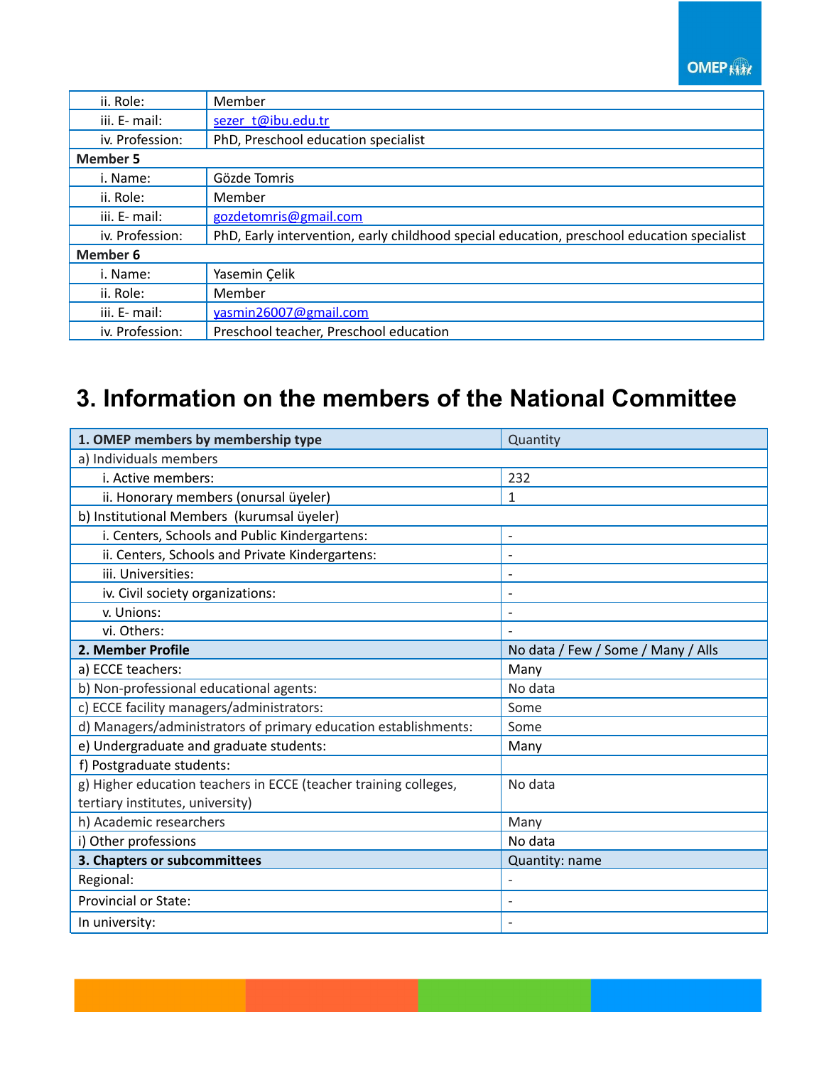| | |
|---|---|
| ii. Role: | Member |
| iii. E- mail: | sezer_t@ibu.edu.tr |
| iv. Profession: | PhD, Preschool education specialist |
| **Member 5** | |
| i. Name: | Gözde Tomris |
| ii. Role: | Member |
| iii. E- mail: | gozdetomris@gmail.com |
| iv. Profession: | PhD, Early intervention, early childhood special education, preschool education specialist |
| **Member 6** | |
| i. Name: | Yasemin Çelik |
| ii. Role: | Member |
| iii. E- mail: | yasmin26007@gmail.com |
| iv. Profession: | Preschool teacher, Preschool education |

# 3. Information on the members of the National Committee

| **1. OMEP members by membership type** | Quantity |
|---|---|
| a) Individuals members | |
| i. Active members: | 232 |
| ii. Honorary members (onursal üyeler) | 1 |
| b) Institutional Members (kurumsal üyeler) | |
| i. Centers, Schools and Public Kindergartens: | - |
| ii. Centers, Schools and Private Kindergartens: | - |
| iii. Universities: | - |
| iv. Civil society organizations: | - |
| v. Unions: | - |
| vi. Others: | - |
| **2. Member Profile** | No data / Few / Some / Many / Alls |
| a) ECCE teachers: | Many |
| b) Non-professional educational agents: | No data |
| c) ECCE facility managers/administrators: | Some |
| d) Managers/administrators of primary education establishments: | Some |
| e) Undergraduate and graduate students: | Many |
| f) Postgraduate students: | |
| g) Higher education teachers in ECCE (teacher training colleges, tertiary institutes, university) | No data |
| h) Academic researchers | Many |
| i) Other professions | No data |
| **3. Chapters or subcommittees** | Quantity: name |
| Regional: | - |
| Provincial or State: | - |
| In university: | - |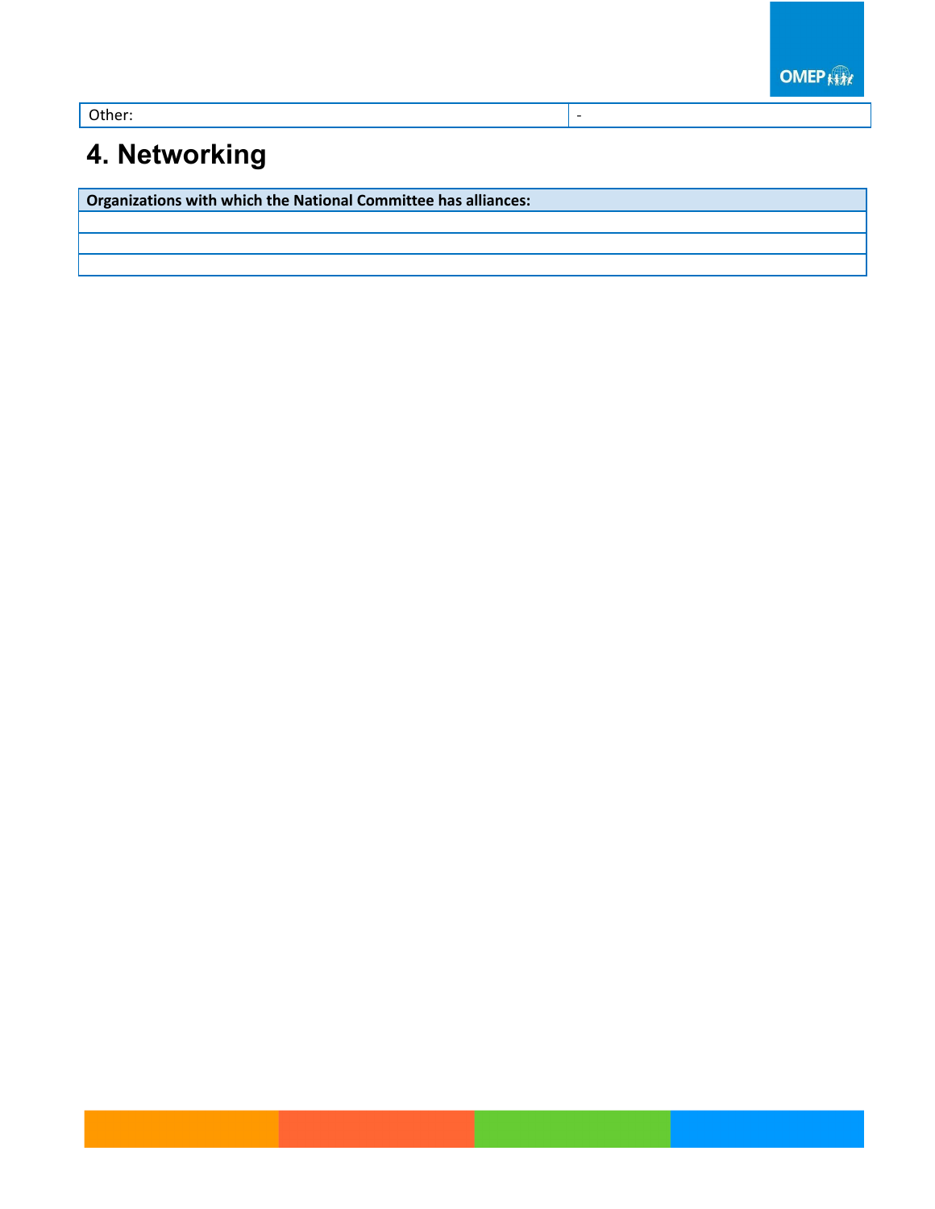| | |
|---|---|
| Other: | - |

# 4. Networking

| Organizations with which the National Committee has alliances: |
|---|
| |
| |
| |